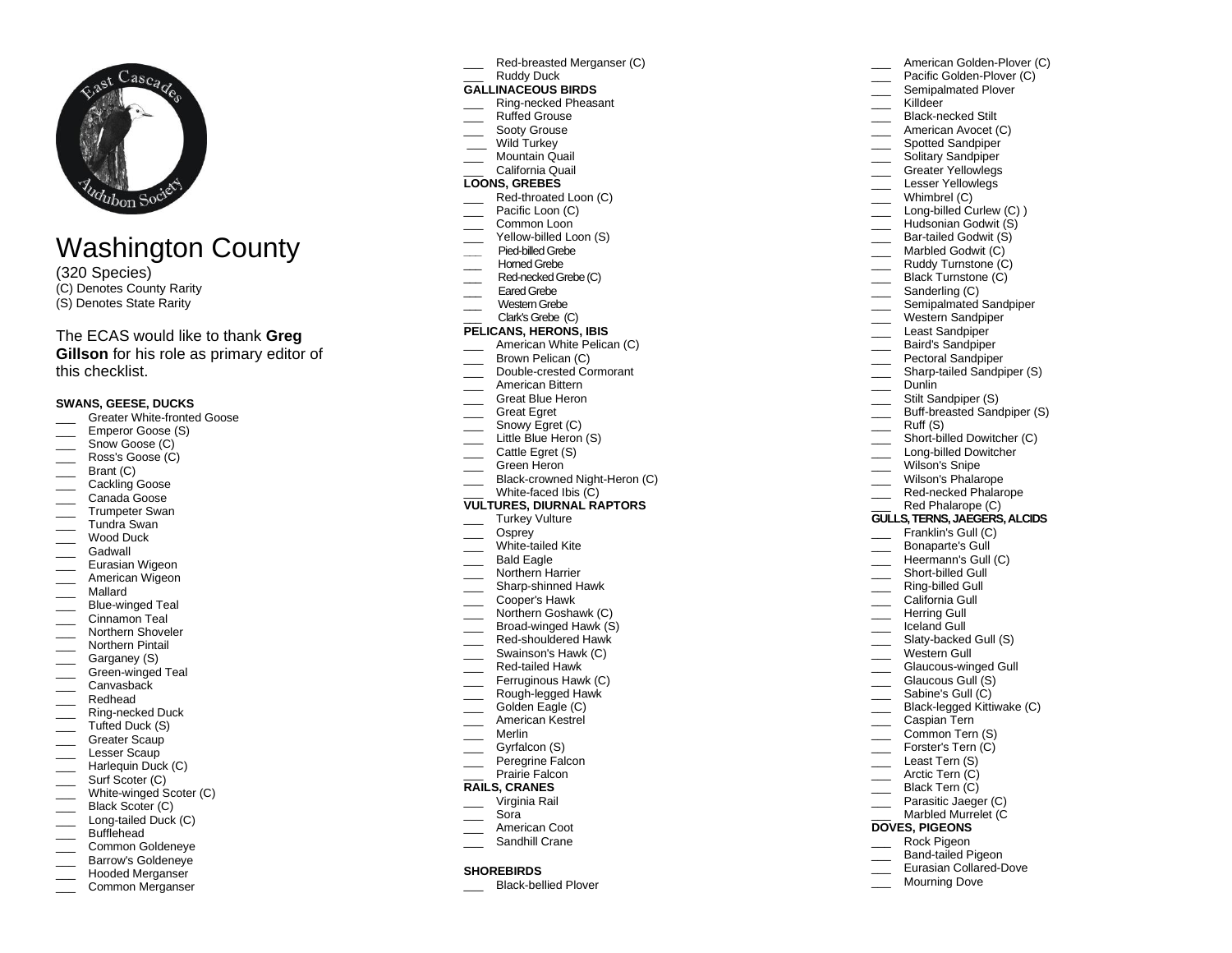# Washington County

(320 Species)
(C) Denotes County Rarity
(S) Denotes State Rarity

The ECAS would like to thank **Greg Gillson** for his role as primary editor of this checklist.

### SWANS, GEESE, DUCKS

- ___ Greater White-fronted Goose
- ___ Emperor Goose (S)
- ___ Snow Goose (C)
- ___ Ross's Goose (C)
- ___ Brant (C)
- ___ Cackling Goose
- ___ Canada Goose
- ___ Trumpeter Swan
- ___ Tundra Swan
- ___ Wood Duck
- ___ Gadwall
- ___ Eurasian Wigeon
- ___ American Wigeon
- ___ Mallard
- ___ Blue-winged Teal
- ___ Cinnamon Teal
- ___ Northern Shoveler
- ___ Northern Pintail
- ___ Garganey (S)
- ___ Green-winged Teal
- ___ Canvasback
- ___ Redhead
- ___ Ring-necked Duck
- ___ Tufted Duck (S)
- ___ Greater Scaup
- ___ Lesser Scaup
- ___ Harlequin Duck (C)
- ___ Surf Scoter (C)
- ___ White-winged Scoter (C)
- ___ Black Scoter (C)
- ___ Long-tailed Duck (C)
- ___ Bufflehead
- ___ Common Goldeneye
- ___ Barrow's Goldeneye
- ___ Hooded Merganser
- ___ Common Merganser
- ___ Red-breasted Merganser (C)
- ___ Ruddy Duck

### GALLINACEOUS BIRDS

- ___ Ring-necked Pheasant
- ___ Ruffed Grouse
- ___ Sooty Grouse
- ___ Wild Turkey
- ___ Mountain Quail
- ___ California Quail

### LOONS, GREBES

- ___ Red-throated Loon (C)
- ___ Pacific Loon (C)
- ___ Common Loon
- ___ Yellow-billed Loon (S)
- ___ Pied-billed Grebe
- ___ Horned Grebe
- ___ Red-necked Grebe (C)
- ___ Eared Grebe
- ___ Western Grebe
- ___ Clark's Grebe (C)

### PELICANS, HERONS, IBIS

- ___ American White Pelican (C)
- ___ Brown Pelican (C)
- ___ Double-crested Cormorant
- ___ American Bittern
- ___ Great Blue Heron
- ___ Great Egret
- ___ Snowy Egret (C)
- ___ Little Blue Heron (S)
- ___ Cattle Egret (S)
- ___ Green Heron
- ___ Black-crowned Night-Heron (C)
- ___ White-faced Ibis (C)

### VULTURES, DIURNAL RAPTORS

- ___ Turkey Vulture
- ___ Osprey
- ___ White-tailed Kite
- ___ Bald Eagle
- ___ Northern Harrier
- ___ Sharp-shinned Hawk
- ___ Cooper's Hawk
- ___ Northern Goshawk (C)
- ___ Broad-winged Hawk (S)
- ___ Red-shouldered Hawk
- ___ Swainson's Hawk (C)
- ___ Red-tailed Hawk
- ___ Ferruginous Hawk (C)
- ___ Rough-legged Hawk
- ___ Golden Eagle (C)
- ___ American Kestrel
- ___ Merlin
- ___ Gyrfalcon (S)
- ___ Peregrine Falcon
- ___ Prairie Falcon

### RAILS, CRANES

- ___ Virginia Rail
- ___ Sora
- ___ American Coot
- ___ Sandhill Crane

### SHOREBIRDS

- ___ Black-bellied Plover
- ___ American Golden-Plover (C)
- ___ Pacific Golden-Plover (C)
- ___ Semipalmated Plover
- ___ Killdeer
- ___ Black-necked Stilt
- ___ American Avocet (C)
- ___ Spotted Sandpiper
- ___ Solitary Sandpiper
- ___ Greater Yellowlegs
- ___ Lesser Yellowlegs
- ___ Whimbrel (C)
- ___ Long-billed Curlew (C) )
- ___ Hudsonian Godwit (S)
- ___ Bar-tailed Godwit (S)
- ___ Marbled Godwit (C)
- ___ Ruddy Turnstone (C)
- ___ Black Turnstone (C)
- ___ Sanderling (C)
- ___ Semipalmated Sandpiper
- ___ Western Sandpiper
- ___ Least Sandpiper
- ___ Baird's Sandpiper
- ___ Pectoral Sandpiper
- ___ Sharp-tailed Sandpiper (S)
- ___ Dunlin
- ___ Stilt Sandpiper (S)
- ___ Buff-breasted Sandpiper (S)
- ___ Ruff (S)
- ___ Short-billed Dowitcher (C)
- ___ Long-billed Dowitcher
- ___ Wilson's Snipe
- ___ Wilson's Phalarope
- ___ Red-necked Phalarope
- ___ Red Phalarope (C)

### GULLS, TERNS, JAEGERS, ALCIDS

- ___ Franklin's Gull (C)
- ___ Bonaparte's Gull
- ___ Heermann's Gull (C)
- ___ Short-billed Gull
- ___ Ring-billed Gull
- ___ California Gull
- ___ Herring Gull
- ___ Iceland Gull
- ___ Slaty-backed Gull (S)
- ___ Western Gull
- ___ Glaucous-winged Gull
- ___ Glaucous Gull (S)
- ___ Sabine's Gull (C)
- ___ Black-legged Kittiwake (C)
- ___ Caspian Tern
- ___ Common Tern (S)
- ___ Forster's Tern (C)
- ___ Least Tern (S)
- ___ Arctic Tern (C)
- ___ Black Tern (C)
- ___ Parasitic Jaeger (C)
- ___ Marbled Murrelet (C

### DOVES, PIGEONS

- ___ Rock Pigeon
- ___ Band-tailed Pigeon
- ___ Eurasian Collared-Dove
- ___ Mourning Dove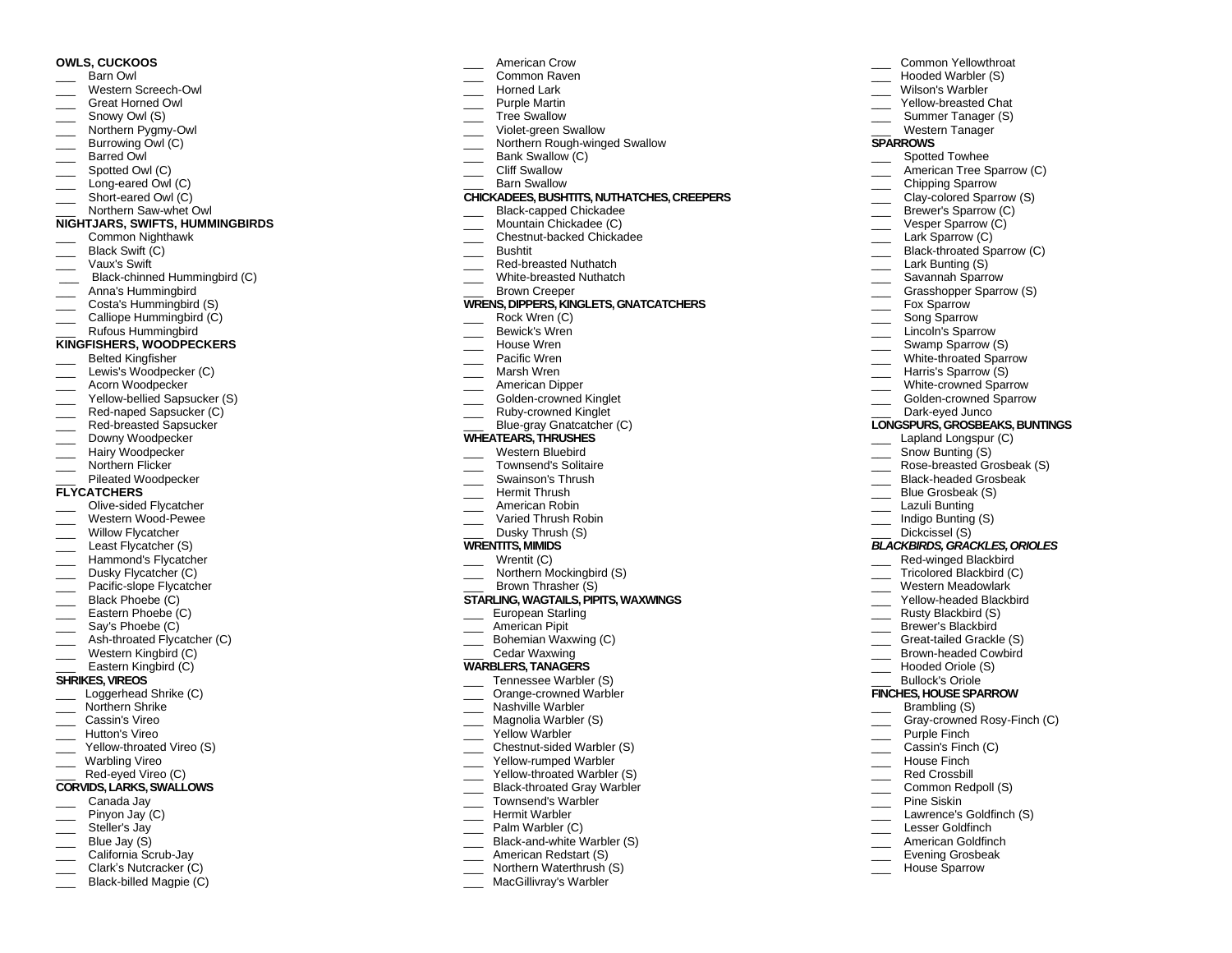**OWLS, CUCKOOS**

- ___ Barn Owl
- ___ Western Screech-Owl
- ___ Great Horned Owl
- ___ Snowy Owl (S)
- ___ Northern Pygmy-Owl
- ___ Burrowing Owl (C)
- ___ Barred Owl
- ___ Spotted Owl (C)
- ___ Long-eared Owl (C)
- ___ Short-eared Owl (C)
- ___ Northern Saw-whet Owl

**NIGHTJARS, SWIFTS, HUMMINGBIRDS**

- ___ Common Nighthawk
- ___ Black Swift (C)
- ___ Vaux's Swift
- ___ Black-chinned Hummingbird (C)
- ___ Anna's Hummingbird
- ___ Costa's Hummingbird (S)
- ___ Calliope Hummingbird (C)
- ___ Rufous Hummingbird

**KINGFISHERS, WOODPECKERS**

- ___ Belted Kingfisher
- ___ Lewis's Woodpecker (C)
- ___ Acorn Woodpecker
- ___ Yellow-bellied Sapsucker (S)
- ___ Red-naped Sapsucker (C)
- ___ Red-breasted Sapsucker
- ___ Downy Woodpecker
- ___ Hairy Woodpecker
- ___ Northern Flicker
- ___ Pileated Woodpecker

**FLYCATCHERS**

- ___ Olive-sided Flycatcher
- ___ Western Wood-Pewee
- ___ Willow Flycatcher
- ___ Least Flycatcher (S)
- ___ Hammond's Flycatcher
- ___ Dusky Flycatcher (C)
- ___ Pacific-slope Flycatcher
- ___ Black Phoebe (C)
- ___ Eastern Phoebe (C)
- ___ Say's Phoebe (C)
- ___ Ash-throated Flycatcher (C)
- ___ Western Kingbird (C)
- ___ Eastern Kingbird (C)

**SHRIKES, VIREOS**

- ___ Loggerhead Shrike (C)
- ___ Northern Shrike
- ___ Cassin's Vireo
- ___ Hutton's Vireo
- ___ Yellow-throated Vireo (S)
- ___ Warbling Vireo
- ___ Red-eyed Vireo (C)

**CORVIDS, LARKS, SWALLOWS**

- ___ Canada Jay
- ___ Pinyon Jay (C)
- ___ Steller's Jay
- ___ Blue Jay (S)
- ___ California Scrub-Jay
- ___ Clark's Nutcracker (C)
- ___ Black-billed Magpie (C)
- ___ American Crow
- ___ Common Raven
- ___ Horned Lark
- ___ Purple Martin
- ___ Tree Swallow
- ___ Violet-green Swallow
- ___ Northern Rough-winged Swallow
- ___ Bank Swallow (C)
- ___ Cliff Swallow
- ___ Barn Swallow

**CHICKADEES, BUSHTITS, NUTHATCHES, CREEPERS**

- ___ Black-capped Chickadee
- ___ Mountain Chickadee (C)
- ___ Chestnut-backed Chickadee
- ___ Bushtit
- ___ Red-breasted Nuthatch
- ___ White-breasted Nuthatch
- ___ Brown Creeper

**WRENS, DIPPERS, KINGLETS, GNATCATCHERS**

- ___ Rock Wren (C)
- ___ Bewick's Wren
- ___ House Wren
- ___ Pacific Wren
- ___ Marsh Wren
- ___ American Dipper
- ___ Golden-crowned Kinglet
- ___ Ruby-crowned Kinglet
- ___ Blue-gray Gnatcatcher (C)

**WHEATEARS, THRUSHES**

- ___ Western Bluebird
- ___ Townsend's Solitaire
- ___ Swainson's Thrush
- ___ Hermit Thrush
- ___ American Robin
- ___ Varied Thrush Robin
- ___ Dusky Thrush (S)

**WRENTITS, MIMIDS**

- ___ Wrentit (C)
- ___ Northern Mockingbird (S)
- ___ Brown Thrasher (S)

**STARLING, WAGTAILS, PIPITS, WAXWINGS**

- ___ European Starling
- ___ American Pipit
- ___ Bohemian Waxwing (C)
- ___ Cedar Waxwing

**WARBLERS, TANAGERS**

- ___ Tennessee Warbler (S)
- ___ Orange-crowned Warbler
- ___ Nashville Warbler
- ___ Magnolia Warbler (S)
- ___ Yellow Warbler
- ___ Chestnut-sided Warbler (S)
- ___ Yellow-rumped Warbler
- ___ Yellow-throated Warbler (S)
- ___ Black-throated Gray Warbler
- ___ Townsend's Warbler
- ___ Hermit Warbler
- ___ Palm Warbler (C)
- ___ Black-and-white Warbler (S)
- ___ American Redstart (S)
- ___ Northern Waterthrush (S)
- ___ MacGillivray's Warbler
- ___ Common Yellowthroat
- ___ Hooded Warbler (S)
- ___ Wilson's Warbler
- ___ Yellow-breasted Chat
- ___ Summer Tanager (S)
- ___ Western Tanager

**SPARROWS**

- ___ Spotted Towhee
- ___ American Tree Sparrow (C)
- ___ Chipping Sparrow
- ___ Clay-colored Sparrow (S)
- ___ Brewer's Sparrow (C)
- ___ Vesper Sparrow (C)
- ___ Lark Sparrow (C)
- ___ Black-throated Sparrow (C)
- ___ Lark Bunting (S)
- ___ Savannah Sparrow
- ___ Grasshopper Sparrow (S)
- ___ Fox Sparrow
- ___ Song Sparrow
- ___ Lincoln's Sparrow
- ___ Swamp Sparrow (S)
- ___ White-throated Sparrow
- ___ Harris's Sparrow (S)
- ___ White-crowned Sparrow
- ___ Golden-crowned Sparrow
- ___ Dark-eyed Junco

**LONGSPURS, GROSBEAKS, BUNTINGS**

- ___ Lapland Longspur (C)
- ___ Snow Bunting (S)
- ___ Rose-breasted Grosbeak (S)
- ___ Black-headed Grosbeak
- ___ Blue Grosbeak (S)
- ___ Lazuli Bunting
- ___ Indigo Bunting (S)
- ___ Dickcissel (S)

***BLACKBIRDS, GRACKLES, ORIOLES***

- ___ Red-winged Blackbird
- ___ Tricolored Blackbird (C)
- ___ Western Meadowlark
- ___ Yellow-headed Blackbird
- ___ Rusty Blackbird (S)
- ___ Brewer's Blackbird
- ___ Great-tailed Grackle (S)
- ___ Brown-headed Cowbird
- ___ Hooded Oriole (S)
- ___ Bullock's Oriole

**FINCHES, HOUSE SPARROW**

- ___ Brambling (S)
- ___ Gray-crowned Rosy-Finch (C)
- ___ Purple Finch
- ___ Cassin's Finch (C)
- ___ House Finch
- ___ Red Crossbill
- ___ Common Redpoll (S)
- ___ Pine Siskin
- ___ Lawrence's Goldfinch (S)
- ___ Lesser Goldfinch
- ___ American Goldfinch
- ___ Evening Grosbeak
- ___ House Sparrow